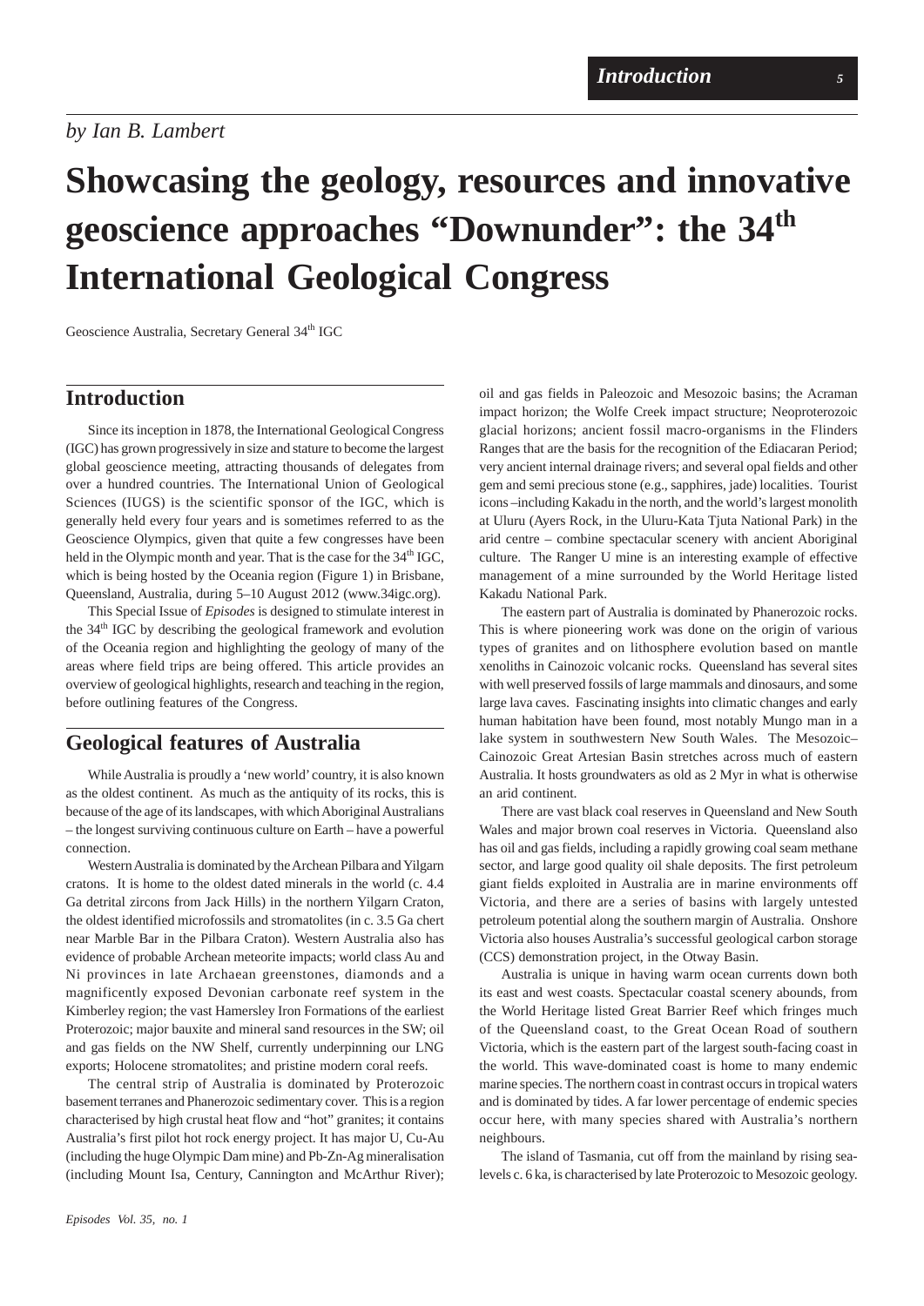*by Ian B. Lambert*

# Showcasing the geology, resources and innovative geoscience approaches "Downunder": the 34th International Geological Congress

Geoscience Australia, Secretary General 34th IGC

## Introduction

Since its inception in 1878, the International Geological Congress (IGC) has grown progressively in size and stature to become the largest global geoscience meeting, attracting thousands of delegates from over a hundred countries. The International Union of Geological Sciences (IUGS) is the scientific sponsor of the IGC, which is generally held every four years and is sometimes referred to as the Geoscience Olympics, given that quite a few congresses have been held in the Olympic month and year. That is the case for the 34th IGC, which is being hosted by the Oceania region (Figure 1) in Brisbane, Queensland, Australia, during 5–10 August 2012 (www.34igc.org).

This Special Issue of *Episodes* is designed to stimulate interest in the 34th IGC by describing the geological framework and evolution of the Oceania region and highlighting the geology of many of the areas where field trips are being offered. This article provides an overview of geological highlights, research and teaching in the region, before outlining features of the Congress.

## Geological features of Australia

While Australia is proudly a 'new world' country, it is also known as the oldest continent. As much as the antiquity of its rocks, this is because of the age of its landscapes, with which Aboriginal Australians – the longest surviving continuous culture on Earth – have a powerful connection.

Western Australia is dominated by the Archean Pilbara and Yilgarn cratons. It is home to the oldest dated minerals in the world (c. 4.4 Ga detrital zircons from Jack Hills) in the northern Yilgarn Craton, the oldest identified microfossils and stromatolites (in c. 3.5 Ga chert near Marble Bar in the Pilbara Craton). Western Australia also has evidence of probable Archean meteorite impacts; world class Au and Ni provinces in late Archaean greenstones, diamonds and a magnificently exposed Devonian carbonate reef system in the Kimberley region; the vast Hamersley Iron Formations of the earliest Proterozoic; major bauxite and mineral sand resources in the SW; oil and gas fields on the NW Shelf, currently underpinning our LNG exports; Holocene stromatolites; and pristine modern coral reefs.

The central strip of Australia is dominated by Proterozoic basement terranes and Phanerozoic sedimentary cover. This is a region characterised by high crustal heat flow and "hot" granites; it contains Australia's first pilot hot rock energy project. It has major U, Cu-Au (including the huge Olympic Dam mine) and Pb-Zn-Ag mineralisation (including Mount Isa, Century, Cannington and McArthur River); oil and gas fields in Paleozoic and Mesozoic basins; the Acraman impact horizon; the Wolfe Creek impact structure; Neoproterozoic glacial horizons; ancient fossil macro-organisms in the Flinders Ranges that are the basis for the recognition of the Ediacaran Period; very ancient internal drainage rivers; and several opal fields and other gem and semi precious stone (e.g., sapphires, jade) localities. Tourist icons –including Kakadu in the north, and the world's largest monolith at Uluru (Ayers Rock, in the Uluru-Kata Tjuta National Park) in the arid centre – combine spectacular scenery with ancient Aboriginal culture. The Ranger U mine is an interesting example of effective management of a mine surrounded by the World Heritage listed Kakadu National Park.

The eastern part of Australia is dominated by Phanerozoic rocks. This is where pioneering work was done on the origin of various types of granites and on lithosphere evolution based on mantle xenoliths in Cainozoic volcanic rocks. Queensland has several sites with well preserved fossils of large mammals and dinosaurs, and some large lava caves. Fascinating insights into climatic changes and early human habitation have been found, most notably Mungo man in a lake system in southwestern New South Wales. The Mesozoic–Cainozoic Great Artesian Basin stretches across much of eastern Australia. It hosts groundwaters as old as 2 Myr in what is otherwise an arid continent.

There are vast black coal reserves in Queensland and New South Wales and major brown coal reserves in Victoria. Queensland also has oil and gas fields, including a rapidly growing coal seam methane sector, and large good quality oil shale deposits. The first petroleum giant fields exploited in Australia are in marine environments off Victoria, and there are a series of basins with largely untested petroleum potential along the southern margin of Australia. Onshore Victoria also houses Australia's successful geological carbon storage (CCS) demonstration project, in the Otway Basin.

Australia is unique in having warm ocean currents down both its east and west coasts. Spectacular coastal scenery abounds, from the World Heritage listed Great Barrier Reef which fringes much of the Queensland coast, to the Great Ocean Road of southern Victoria, which is the eastern part of the largest south-facing coast in the world. This wave-dominated coast is home to many endemic marine species. The northern coast in contrast occurs in tropical waters and is dominated by tides. A far lower percentage of endemic species occur here, with many species shared with Australia's northern neighbours.

The island of Tasmania, cut off from the mainland by rising sea-levels c. 6 ka, is characterised by late Proterozoic to Mesozoic geology.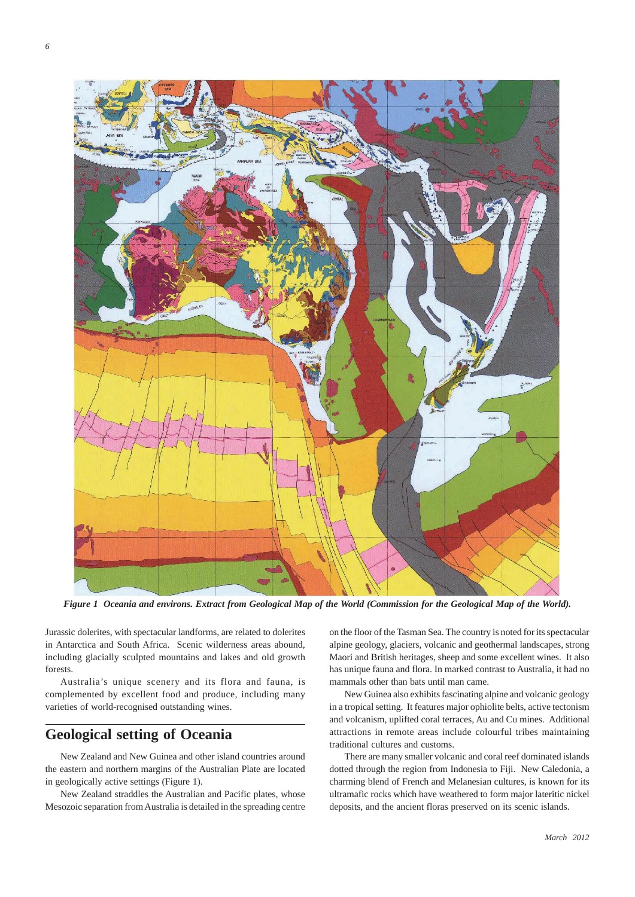*Figure 1 Oceania and environs. Extract from Geological Map of the World (Commission for the Geological Map of the World).*

Jurassic dolerites, with spectacular landforms, are related to dolerites in Antarctica and South Africa. Scenic wilderness areas abound, including glacially sculpted mountains and lakes and old growth forests.

Australia's unique scenery and its flora and fauna, is complemented by excellent food and produce, including many varieties of world-recognised outstanding wines.

## Geological setting of Oceania

New Zealand and New Guinea and other island countries around the eastern and northern margins of the Australian Plate are located in geologically active settings (Figure 1).

New Zealand straddles the Australian and Pacific plates, whose Mesozoic separation from Australia is detailed in the spreading centre on the floor of the Tasman Sea. The country is noted for its spectacular alpine geology, glaciers, volcanic and geothermal landscapes, strong Maori and British heritages, sheep and some excellent wines. It also has unique fauna and flora. In marked contrast to Australia, it had no mammals other than bats until man came.

New Guinea also exhibits fascinating alpine and volcanic geology in a tropical setting. It features major ophiolite belts, active tectonism and volcanism, uplifted coral terraces, Au and Cu mines. Additional attractions in remote areas include colourful tribes maintaining traditional cultures and customs.

There are many smaller volcanic and coral reef dominated islands dotted through the region from Indonesia to Fiji. New Caledonia, a charming blend of French and Melanesian cultures, is known for its ultramafic rocks which have weathered to form major lateritic nickel deposits, and the ancient floras preserved on its scenic islands.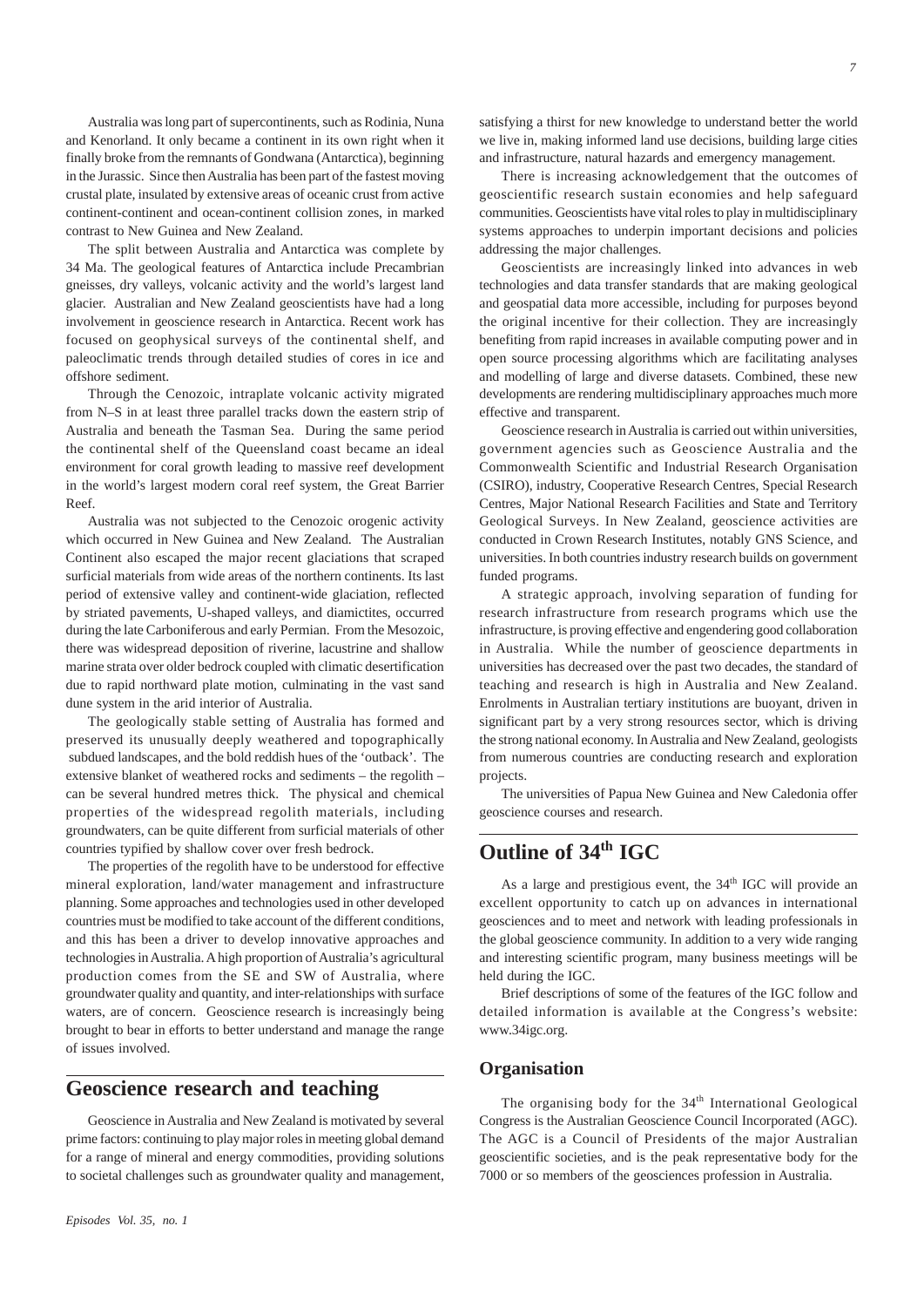Australia was long part of supercontinents, such as Rodinia, Nuna and Kenorland. It only became a continent in its own right when it finally broke from the remnants of Gondwana (Antarctica), beginning in the Jurassic. Since then Australia has been part of the fastest moving crustal plate, insulated by extensive areas of oceanic crust from active continent-continent and ocean-continent collision zones, in marked contrast to New Guinea and New Zealand.

The split between Australia and Antarctica was complete by 34 Ma. The geological features of Antarctica include Precambrian gneisses, dry valleys, volcanic activity and the world's largest land glacier. Australian and New Zealand geoscientists have had a long involvement in geoscience research in Antarctica. Recent work has focused on geophysical surveys of the continental shelf, and paleoclimatic trends through detailed studies of cores in ice and offshore sediment.

Through the Cenozoic, intraplate volcanic activity migrated from N–S in at least three parallel tracks down the eastern strip of Australia and beneath the Tasman Sea. During the same period the continental shelf of the Queensland coast became an ideal environment for coral growth leading to massive reef development in the world's largest modern coral reef system, the Great Barrier Reef.

Australia was not subjected to the Cenozoic orogenic activity which occurred in New Guinea and New Zealand. The Australian Continent also escaped the major recent glaciations that scraped surficial materials from wide areas of the northern continents. Its last period of extensive valley and continent-wide glaciation, reflected by striated pavements, U-shaped valleys, and diamictites, occurred during the late Carboniferous and early Permian. From the Mesozoic, there was widespread deposition of riverine, lacustrine and shallow marine strata over older bedrock coupled with climatic desertification due to rapid northward plate motion, culminating in the vast sand dune system in the arid interior of Australia.

The geologically stable setting of Australia has formed and preserved its unusually deeply weathered and topographically subdued landscapes, and the bold reddish hues of the 'outback'. The extensive blanket of weathered rocks and sediments – the regolith – can be several hundred metres thick. The physical and chemical properties of the widespread regolith materials, including groundwaters, can be quite different from surficial materials of other countries typified by shallow cover over fresh bedrock.

The properties of the regolith have to be understood for effective mineral exploration, land/water management and infrastructure planning. Some approaches and technologies used in other developed countries must be modified to take account of the different conditions, and this has been a driver to develop innovative approaches and technologies in Australia. A high proportion of Australia's agricultural production comes from the SE and SW of Australia, where groundwater quality and quantity, and inter-relationships with surface waters, are of concern. Geoscience research is increasingly being brought to bear in efforts to better understand and manage the range of issues involved.

## Geoscience research and teaching

Geoscience in Australia and New Zealand is motivated by several prime factors: continuing to play major roles in meeting global demand for a range of mineral and energy commodities, providing solutions to societal challenges such as groundwater quality and management, satisfying a thirst for new knowledge to understand better the world we live in, making informed land use decisions, building large cities and infrastructure, natural hazards and emergency management.

There is increasing acknowledgement that the outcomes of geoscientific research sustain economies and help safeguard communities. Geoscientists have vital roles to play in multidisciplinary systems approaches to underpin important decisions and policies addressing the major challenges.

Geoscientists are increasingly linked into advances in web technologies and data transfer standards that are making geological and geospatial data more accessible, including for purposes beyond the original incentive for their collection. They are increasingly benefiting from rapid increases in available computing power and in open source processing algorithms which are facilitating analyses and modelling of large and diverse datasets. Combined, these new developments are rendering multidisciplinary approaches much more effective and transparent.

Geoscience research in Australia is carried out within universities, government agencies such as Geoscience Australia and the Commonwealth Scientific and Industrial Research Organisation (CSIRO), industry, Cooperative Research Centres, Special Research Centres, Major National Research Facilities and State and Territory Geological Surveys. In New Zealand, geoscience activities are conducted in Crown Research Institutes, notably GNS Science, and universities. In both countries industry research builds on government funded programs.

A strategic approach, involving separation of funding for research infrastructure from research programs which use the infrastructure, is proving effective and engendering good collaboration in Australia. While the number of geoscience departments in universities has decreased over the past two decades, the standard of teaching and research is high in Australia and New Zealand. Enrolments in Australian tertiary institutions are buoyant, driven in significant part by a very strong resources sector, which is driving the strong national economy. In Australia and New Zealand, geologists from numerous countries are conducting research and exploration projects.

The universities of Papua New Guinea and New Caledonia offer geoscience courses and research.

## Outline of 34th IGC

As a large and prestigious event, the 34th IGC will provide an excellent opportunity to catch up on advances in international geosciences and to meet and network with leading professionals in the global geoscience community. In addition to a very wide ranging and interesting scientific program, many business meetings will be held during the IGC.

Brief descriptions of some of the features of the IGC follow and detailed information is available at the Congress's website: www.34igc.org.

### Organisation

The organising body for the 34th International Geological Congress is the Australian Geoscience Council Incorporated (AGC). The AGC is a Council of Presidents of the major Australian geoscientific societies, and is the peak representative body for the 7000 or so members of the geosciences profession in Australia.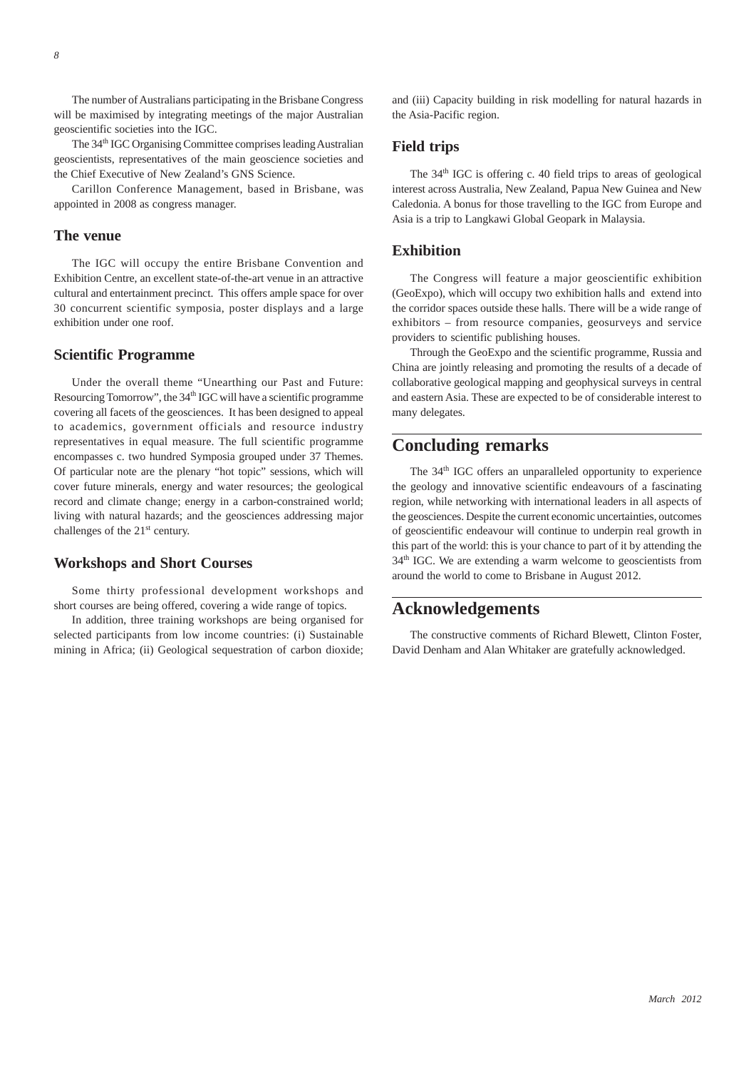The number of Australians participating in the Brisbane Congress will be maximised by integrating meetings of the major Australian geoscientific societies into the IGC.

The 34th IGC Organising Committee comprises leading Australian geoscientists, representatives of the main geoscience societies and the Chief Executive of New Zealand's GNS Science.

Carillon Conference Management, based in Brisbane, was appointed in 2008 as congress manager.

### The venue

The IGC will occupy the entire Brisbane Convention and Exhibition Centre, an excellent state-of-the-art venue in an attractive cultural and entertainment precinct. This offers ample space for over 30 concurrent scientific symposia, poster displays and a large exhibition under one roof.

### Scientific Programme

Under the overall theme "Unearthing our Past and Future: Resourcing Tomorrow", the 34th IGC will have a scientific programme covering all facets of the geosciences. It has been designed to appeal to academics, government officials and resource industry representatives in equal measure. The full scientific programme encompasses c. two hundred Symposia grouped under 37 Themes. Of particular note are the plenary "hot topic" sessions, which will cover future minerals, energy and water resources; the geological record and climate change; energy in a carbon-constrained world; living with natural hazards; and the geosciences addressing major challenges of the 21st century.

### Workshops and Short Courses

Some thirty professional development workshops and short courses are being offered, covering a wide range of topics.

In addition, three training workshops are being organised for selected participants from low income countries: (i) Sustainable mining in Africa; (ii) Geological sequestration of carbon dioxide; and (iii) Capacity building in risk modelling for natural hazards in the Asia-Pacific region.

### Field trips

The 34th IGC is offering c. 40 field trips to areas of geological interest across Australia, New Zealand, Papua New Guinea and New Caledonia. A bonus for those travelling to the IGC from Europe and Asia is a trip to Langkawi Global Geopark in Malaysia.

### Exhibition

The Congress will feature a major geoscientific exhibition (GeoExpo), which will occupy two exhibition halls and extend into the corridor spaces outside these halls. There will be a wide range of exhibitors – from resource companies, geosurveys and service providers to scientific publishing houses.

Through the GeoExpo and the scientific programme, Russia and China are jointly releasing and promoting the results of a decade of collaborative geological mapping and geophysical surveys in central and eastern Asia. These are expected to be of considerable interest to many delegates.

## Concluding remarks

The 34th IGC offers an unparalleled opportunity to experience the geology and innovative scientific endeavours of a fascinating region, while networking with international leaders in all aspects of the geosciences. Despite the current economic uncertainties, outcomes of geoscientific endeavour will continue to underpin real growth in this part of the world: this is your chance to part of it by attending the 34th IGC. We are extending a warm welcome to geoscientists from around the world to come to Brisbane in August 2012.

## Acknowledgements

The constructive comments of Richard Blewett, Clinton Foster, David Denham and Alan Whitaker are gratefully acknowledged.